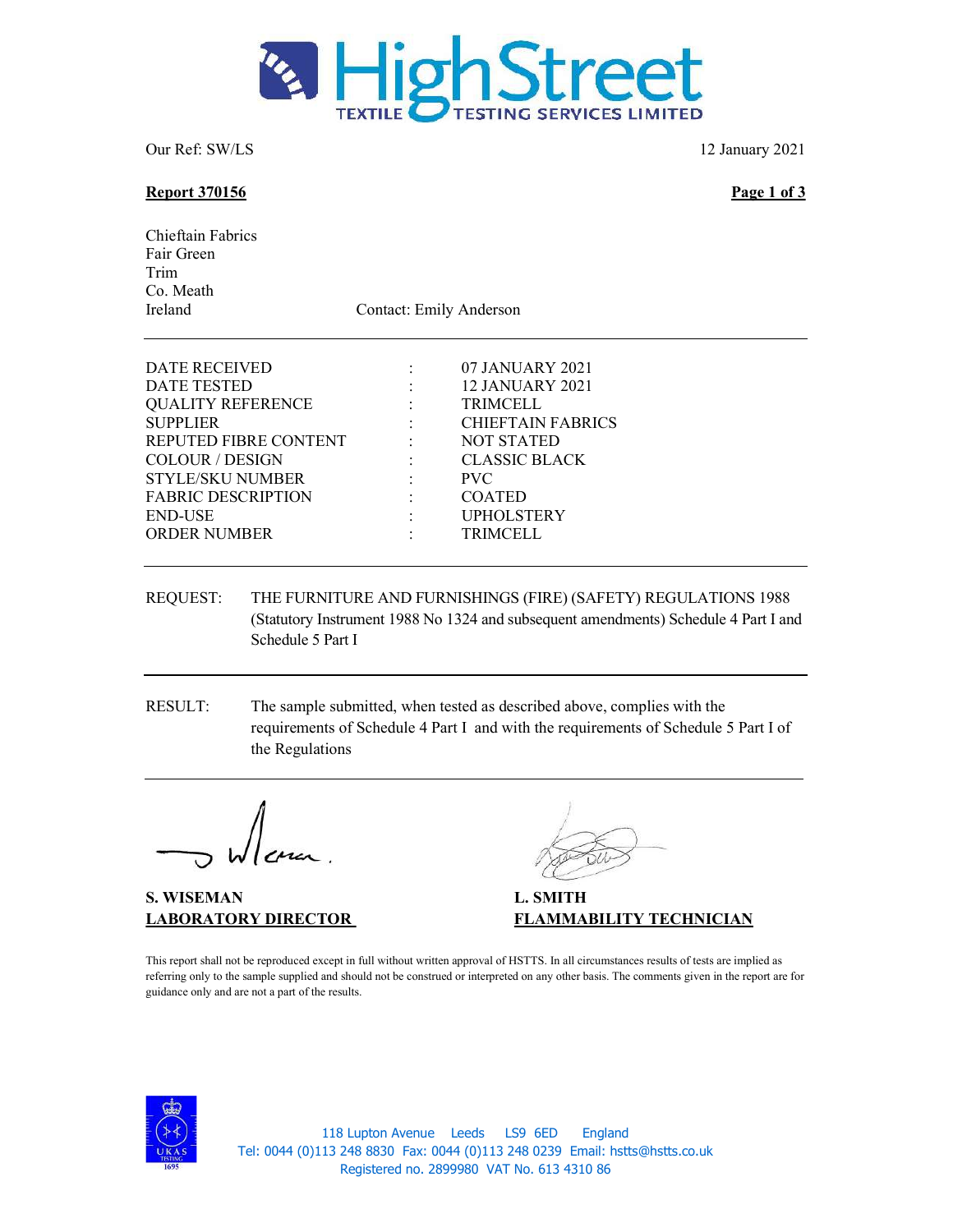# HighStreet
TEXTILE TESTING SERVICES LIMITED

Our Ref: SW/LS

12 January 2021

**Report 370156**

Chieftain Fabrics
Fair Green
Trim
Co. Meath
Ireland

Contact: Emily Anderson

---

| | | |
|---|---|---|
| DATE RECEIVED | : | 07 JANUARY 2021 |
| DATE TESTED | : | 12 JANUARY 2021 |
| QUALITY REFERENCE | : | TRIMCELL |
| SUPPLIER | : | CHIEFTAIN FABRICS |
| REPUTED FIBRE CONTENT | : | NOT STATED |
| COLOUR / DESIGN | : | CLASSIC BLACK |
| STYLE/SKU NUMBER | : | PVC |
| FABRIC DESCRIPTION | : | COATED |
| END-USE | : | UPHOLSTERY |
| ORDER NUMBER | : | TRIMCELL |

---

REQUEST: THE FURNITURE AND FURNISHINGS (FIRE) (SAFETY) REGULATIONS 1988 (Statutory Instrument 1988 No 1324 and subsequent amendments) Schedule 4 Part I and Schedule 5 Part I

---

RESULT: The sample submitted, when tested as described above, complies with the requirements of Schedule 4 Part I and with the requirements of Schedule 5 Part I of the Regulations

---

**S. WISEMAN**
**LABORATORY DIRECTOR**

**L. SMITH**
**FLAMMABILITY TECHNICIAN**

This report shall not be reproduced except in full without written approval of HSTTS. In all circumstances results of tests are implied as referring only to the sample supplied and should not be construed or interpreted on any other basis. The comments given in the report are for guidance only and are not a part of the results.

UKAS TESTING 1695

118 Lupton Avenue Leeds LS9 6ED England
Tel: 0044 (0)113 248 8830 Fax: 0044 (0)113 248 0239 Email: hstts@hstts.co.uk
Registered no. 2899980 VAT No. 613 4310 86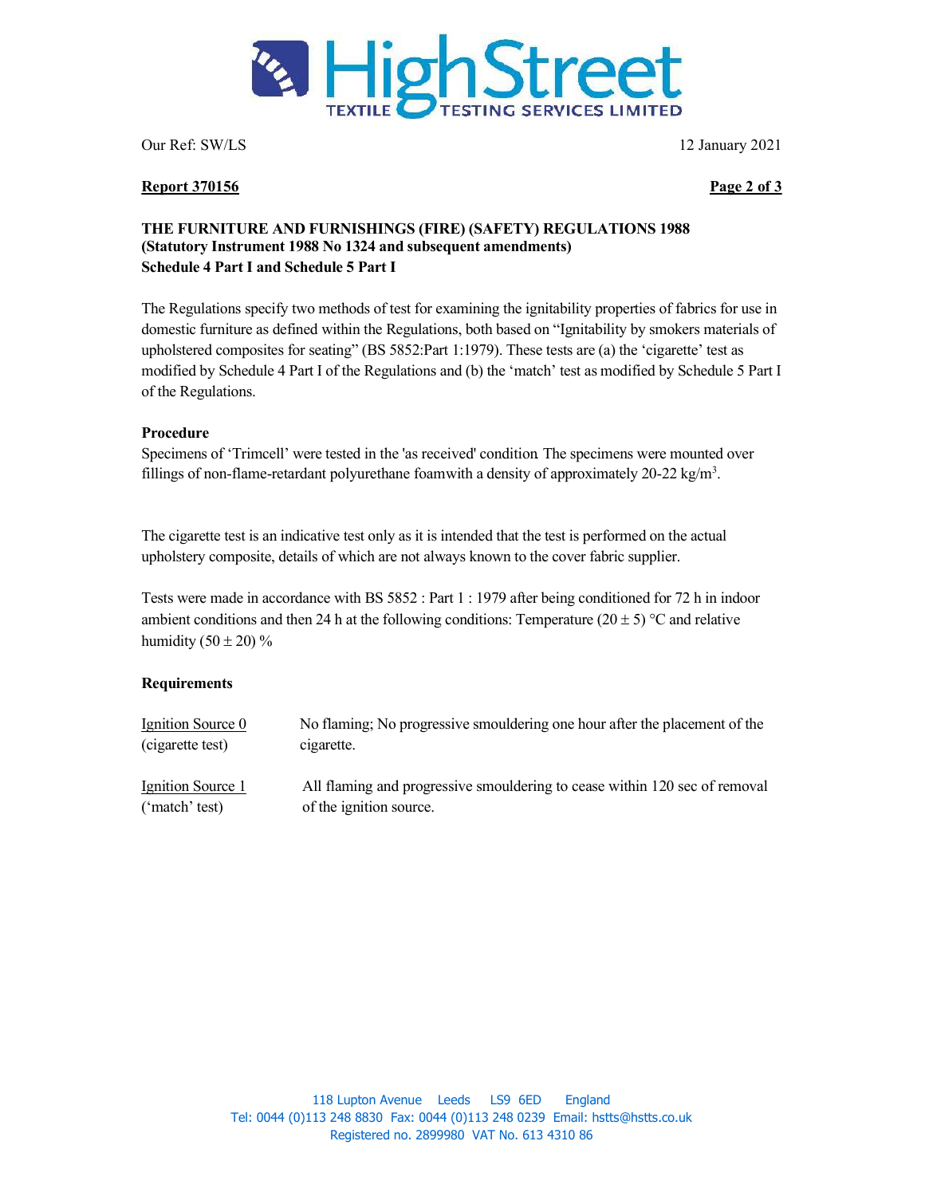Our Ref: SW/LS 12 January 2021

**Report 370156**

**THE FURNITURE AND FURNISHINGS (FIRE) (SAFETY) REGULATIONS 1988**
**(Statutory Instrument 1988 No 1324 and subsequent amendments)**
**Schedule 4 Part I and Schedule 5 Part I**

The Regulations specify two methods of test for examining the ignitability properties of fabrics for use in domestic furniture as defined within the Regulations, both based on "Ignitability by smokers materials of upholstered composites for seating" (BS 5852:Part 1:1979). These tests are (a) the 'cigarette' test as modified by Schedule 4 Part I of the Regulations and (b) the 'match' test as modified by Schedule 5 Part I of the Regulations.

**Procedure**

Specimens of 'Trimcell' were tested in the 'as received' condition. The specimens were mounted over fillings of non-flame-retardant polyurethane foamwith a density of approximately 20-22 kg/m$^3$.

The cigarette test is an indicative test only as it is intended that the test is performed on the actual upholstery composite, details of which are not always known to the cover fabric supplier.

Tests were made in accordance with BS 5852 : Part 1 : 1979 after being conditioned for 72 h in indoor ambient conditions and then 24 h at the following conditions: Temperature (20 ± 5) °C and relative humidity (50 ± 20) %

**Requirements**

| | |
|---|---|
| Ignition Source 0 (cigarette test) | No flaming; No progressive smouldering one hour after the placement of the cigarette. |
| Ignition Source 1 ('match' test) | All flaming and progressive smouldering to cease within 120 sec of removal of the ignition source. |

118 Lupton Avenue Leeds LS9 6ED England
Tel: 0044 (0)113 248 8830 Fax: 0044 (0)113 248 0239 Email: hstts@hstts.co.uk
Registered no. 2899980 VAT No. 613 4310 86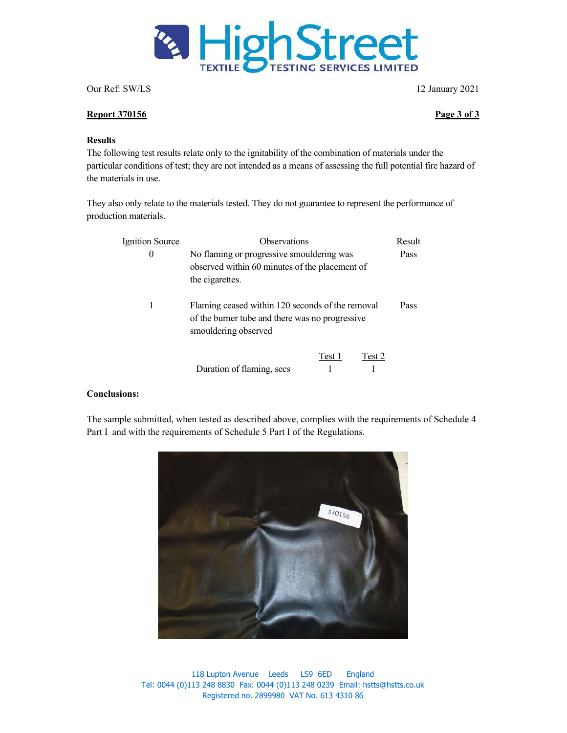Our Ref: SW/LS

12 January 2021

**Report 370156**

**Results**

The following test results relate only to the ignitability of the combination of materials under the particular conditions of test; they are not intended as a means of assessing the full potential fire hazard of the materials in use.

They also only relate to the materials tested. They do not guarantee to represent the performance of production materials.

| Ignition Source | Observations | Result |
|---|---|---|
| 0 | No flaming or progressive smouldering was observed within 60 minutes of the placement of the cigarettes. | Pass |
| 1 | Flaming ceased within 120 seconds of the removal of the burner tube and there was no progressive smouldering observed | Pass |

| | Test 1 | Test 2 |
|---|---|---|
| Duration of flaming, secs | 1 | 1 |

**Conclusions:**

The sample submitted, when tested as described above, complies with the requirements of Schedule 4 Part I and with the requirements of Schedule 5 Part I of the Regulations.